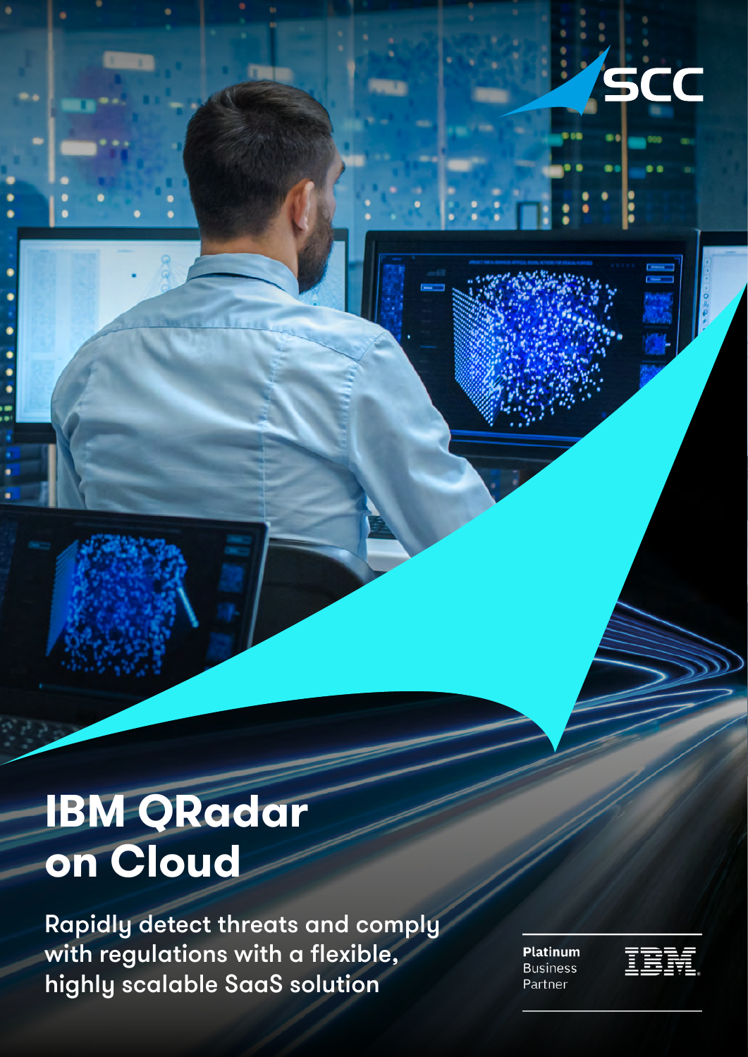SCC

# IBM QRadar on Cloud

Rapidly detect threats and comply with regulations with a flexible, highly scalable SaaS solution

Platinum Business Partner

IBM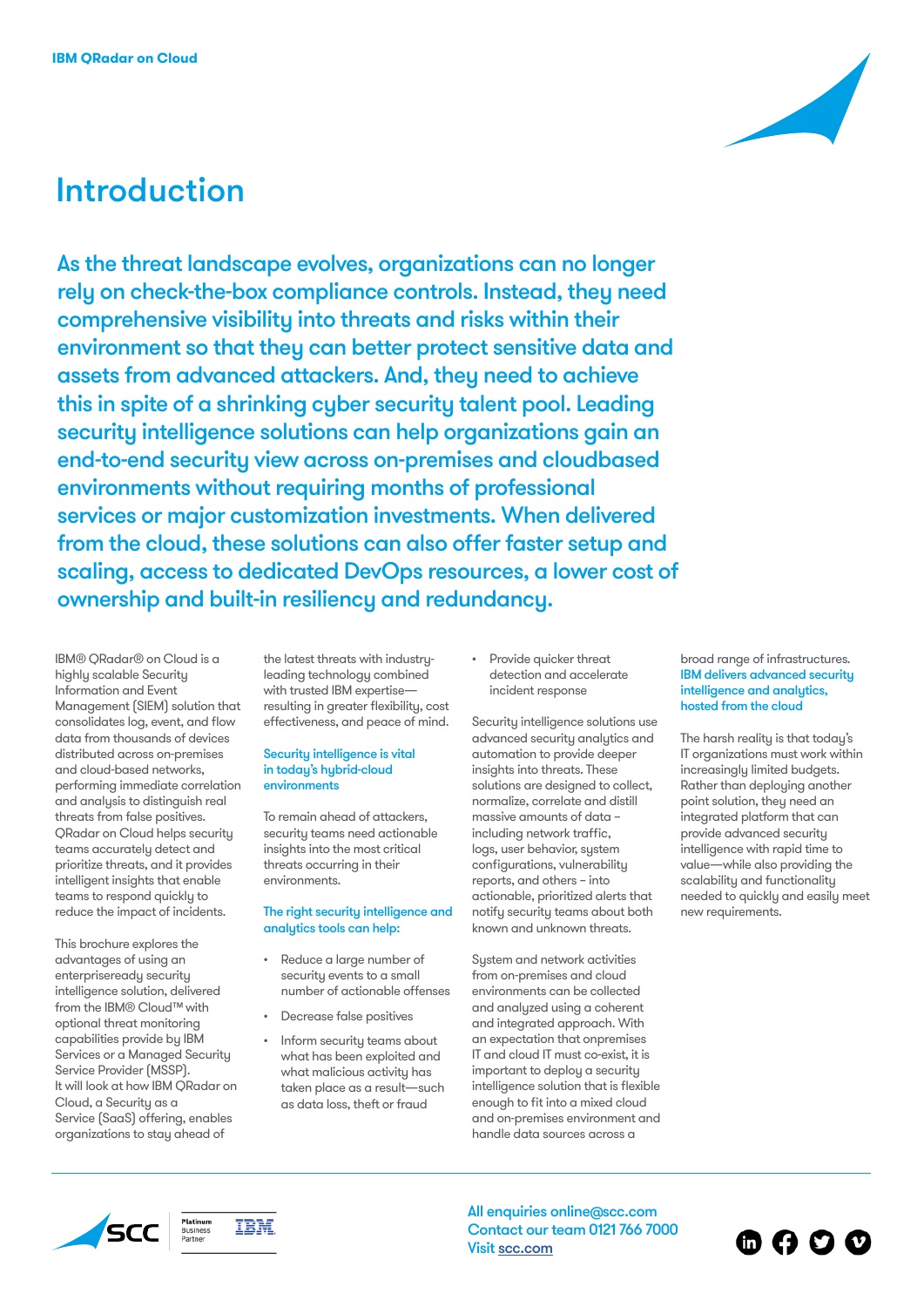# Introduction

As the threat landscape evolves, organizations can no longer rely on check-the-box compliance controls. Instead, they need comprehensive visibility into threats and risks within their environment so that they can better protect sensitive data and assets from advanced attackers. And, they need to achieve this in spite of a shrinking cyber security talent pool. Leading security intelligence solutions can help organizations gain an end-to-end security view across on-premises and cloudbased environments without requiring months of professional services or major customization investments. When delivered from the cloud, these solutions can also offer faster setup and scaling, access to dedicated DevOps resources, a lower cost of ownership and built-in resiliency and redundancy.

IBM® QRadar® on Cloud is a highly scalable Security Information and Event Management (SIEM) solution that consolidates log, event, and flow data from thousands of devices distributed across on-premises and cloud-based networks, performing immediate correlation and analysis to distinguish real threats from false positives. QRadar on Cloud helps security teams accurately detect and prioritize threats, and it provides intelligent insights that enable teams to respond quickly to reduce the impact of incidents.

This brochure explores the advantages of using an enterpriseready security intelligence solution, delivered from the IBM® Cloud™ with optional threat monitoring capabilities provide by IBM Services or a Managed Security Service Provider (MSSP). It will look at how IBM QRadar on Cloud, a Security as a Service (SaaS) offering, enables organizations to stay ahead of the latest threats with industry-leading technology combined with trusted IBM expertise—resulting in greater flexibility, cost effectiveness, and peace of mind.

### Security intelligence is vital in today's hybrid-cloud environments

To remain ahead of attackers, security teams need actionable insights into the most critical threats occurring in their environments.

**The right security intelligence and analytics tools can help:**

- Reduce a large number of security events to a small number of actionable offenses
- Decrease false positives
- Inform security teams about what has been exploited and what malicious activity has taken place as a result—such as data loss, theft or fraud
- Provide quicker threat detection and accelerate incident response

Security intelligence solutions use advanced security analytics and automation to provide deeper insights into threats. These solutions are designed to collect, normalize, correlate and distill massive amounts of data – including network traffic, logs, user behavior, system configurations, vulnerability reports, and others – into actionable, prioritized alerts that notify security teams about both known and unknown threats.

System and network activities from on-premises and cloud environments can be collected and analyzed using a coherent and integrated approach. With an expectation that onpremises IT and cloud IT must co-exist, it is important to deploy a security intelligence solution that is flexible enough to fit into a mixed cloud and on-premises environment and handle data sources across a broad range of infrastructures.

### IBM delivers advanced security intelligence and analytics, hosted from the cloud

The harsh reality is that today's IT organizations must work within increasingly limited budgets. Rather than deploying another point solution, they need an integrated platform that can provide advanced security intelligence with rapid time to value—while also providing the scalability and functionality needed to quickly and easily meet new requirements.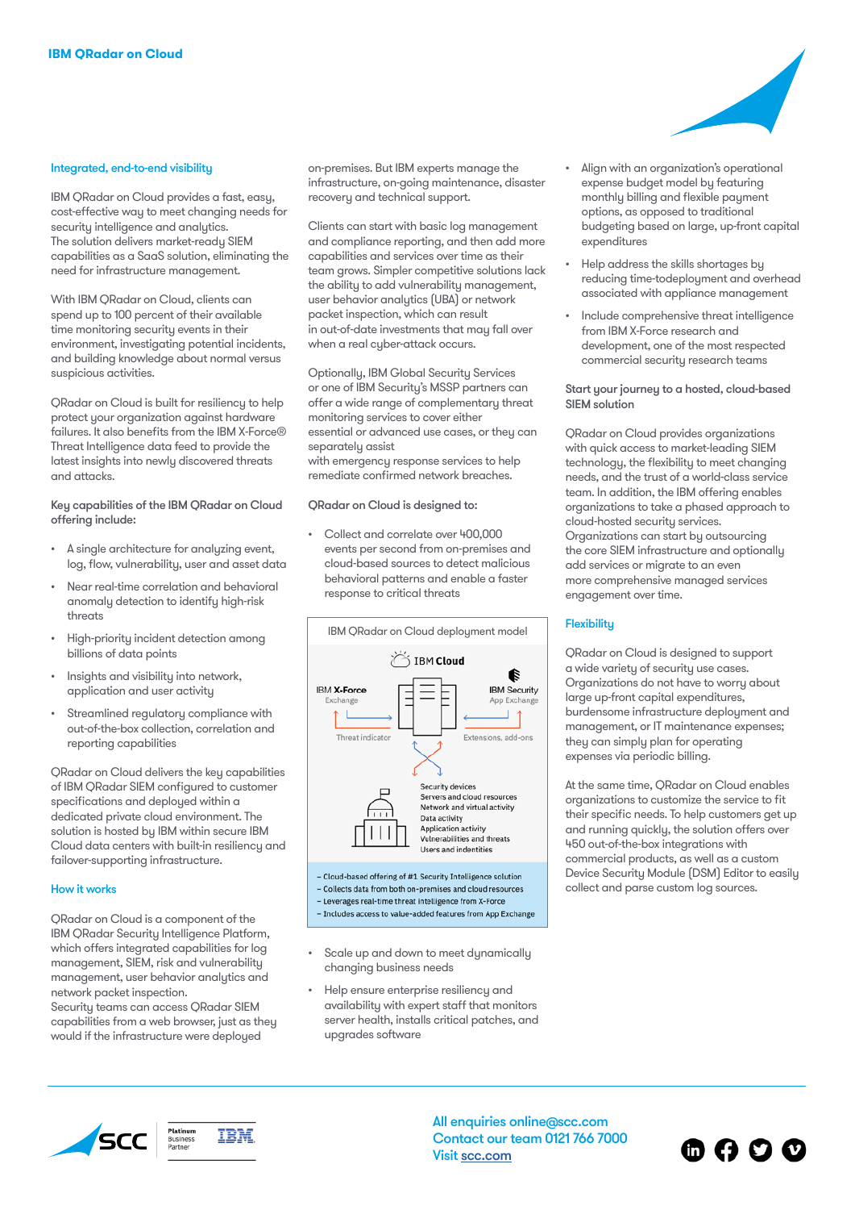### Integrated, end-to-end visibility

IBM QRadar on Cloud provides a fast, easy, cost-effective way to meet changing needs for security intelligence and analytics.
The solution delivers market-ready SIEM capabilities as a SaaS solution, eliminating the need for infrastructure management.

With IBM QRadar on Cloud, clients can spend up to 100 percent of their available time monitoring security events in their environment, investigating potential incidents, and building knowledge about normal versus suspicious activities.

QRadar on Cloud is built for resiliency to help protect your organization against hardware failures. It also benefits from the IBM X-Force® Threat Intelligence data feed to provide the latest insights into newly discovered threats and attacks.

**Key capabilities of the IBM QRadar on Cloud offering include:**

- A single architecture for analyzing event, log, flow, vulnerability, user and asset data
- Near real-time correlation and behavioral anomaly detection to identify high-risk threats
- High-priority incident detection among billions of data points
- Insights and visibility into network, application and user activity
- Streamlined regulatory compliance with out-of-the-box collection, correlation and reporting capabilities

QRadar on Cloud delivers the key capabilities of IBM QRadar SIEM configured to customer specifications and deployed within a dedicated private cloud environment. The solution is hosted by IBM within secure IBM Cloud data centers with built-in resiliency and failover-supporting infrastructure.

### How it works

QRadar on Cloud is a component of the IBM QRadar Security Intelligence Platform, which offers integrated capabilities for log management, SIEM, risk and vulnerability management, user behavior analytics and network packet inspection.
Security teams can access QRadar SIEM capabilities from a web browser, just as they would if the infrastructure were deployed on-premises. But IBM experts manage the infrastructure, on-going maintenance, disaster recovery and technical support.

Clients can start with basic log management and compliance reporting, and then add more capabilities and services over time as their team grows. Simpler competitive solutions lack the ability to add vulnerability management, user behavior analytics (UBA) or network packet inspection, which can result in out-of-date investments that may fall over when a real cyber-attack occurs.

Optionally, IBM Global Security Services or one of IBM Security's MSSP partners can offer a wide range of complementary threat monitoring services to cover either essential or advanced use cases, or they can separately assist with emergency response services to help remediate confirmed network breaches.

**QRadar on Cloud is designed to:**

- Collect and correlate over 400,000 events per second from on-premises and cloud-based sources to detect malicious behavioral patterns and enable a faster response to critical threats

IBM QRadar on Cloud deployment model

IBM Cloud

IBM X-Force Exchange — Threat indicator

IBM Security App Exchange — Extensions, add-ons

Security devices
Servers and cloud resources
Network and virtual activity
Data activity
Application activity
Vulnerabilities and threats
Users and indentities

- Cloud-based offering of #1 Security Intelligence solution
- Collects data from both on-premises and cloud resources
- Leverages real-time threat intelligence from X-Force
- Includes access to value-added features from App Exchange

- Scale up and down to meet dynamically changing business needs
- Help ensure enterprise resiliency and availability with expert staff that monitors server health, installs critical patches, and upgrades software
- Align with an organization's operational expense budget model by featuring monthly billing and flexible payment options, as opposed to traditional budgeting based on large, up-front capital expenditures
- Help address the skills shortages by reducing time-todeployment and overhead associated with appliance management
- Include comprehensive threat intelligence from IBM X-Force research and development, one of the most respected commercial security research teams

**Start your journey to a hosted, cloud-based SIEM solution**

QRadar on Cloud provides organizations with quick access to market-leading SIEM technology, the flexibility to meet changing needs, and the trust of a world-class service team. In addition, the IBM offering enables organizations to take a phased approach to cloud-hosted security services.
Organizations can start by outsourcing the core SIEM infrastructure and optionally add services or migrate to an even more comprehensive managed services engagement over time.

### Flexibility

QRadar on Cloud is designed to support a wide variety of security use cases. Organizations do not have to worry about large up-front capital expenditures, burdensome infrastructure deployment and management, or IT maintenance expenses; they can simply plan for operating expenses via periodic billing.

At the same time, QRadar on Cloud enables organizations to customize the service to fit their specific needs. To help customers get up and running quickly, the solution offers over 450 out-of-the-box integrations with commercial products, as well as a custom Device Security Module (DSM) Editor to easily collect and parse custom log sources.

All enquiries online@scc.com
Contact our team 0121 766 7000
Visit scc.com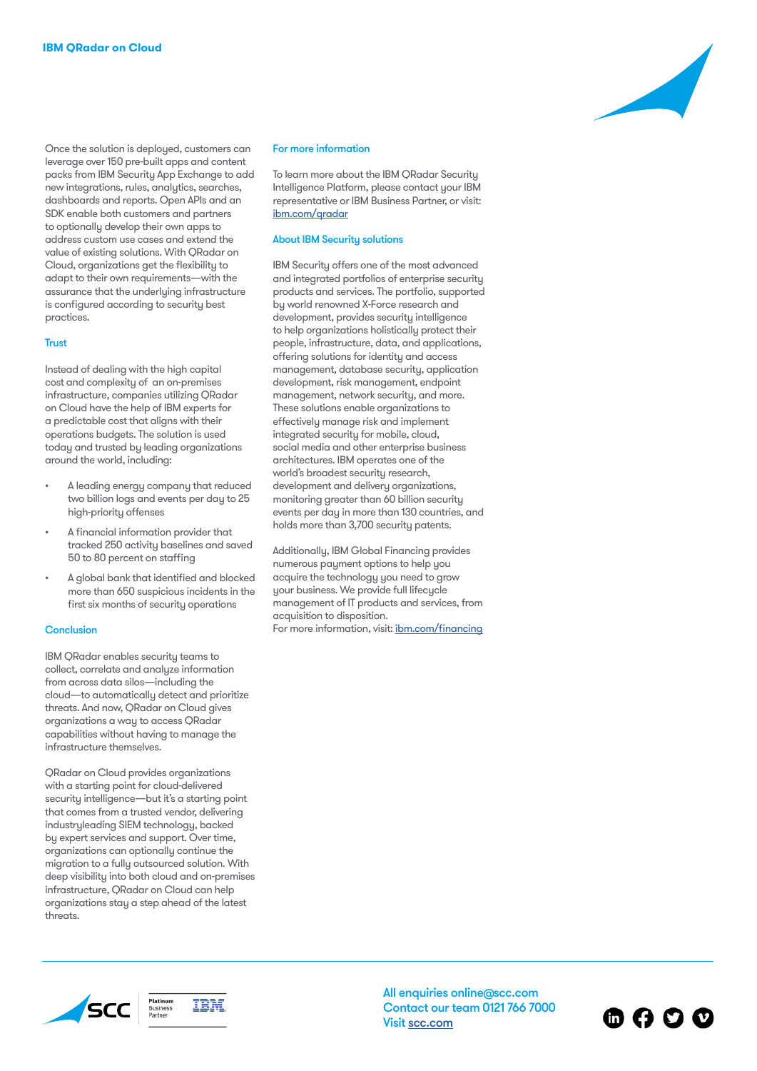Once the solution is deployed, customers can leverage over 150 pre-built apps and content packs from IBM Security App Exchange to add new integrations, rules, analytics, searches, dashboards and reports. Open APIs and an SDK enable both customers and partners to optionally develop their own apps to address custom use cases and extend the value of existing solutions. With QRadar on Cloud, organizations get the flexibility to adapt to their own requirements—with the assurance that the underlying infrastructure is configured according to security best practices.

### Trust

Instead of dealing with the high capital cost and complexity of an on-premises infrastructure, companies utilizing QRadar on Cloud have the help of IBM experts for a predictable cost that aligns with their operations budgets. The solution is used today and trusted by leading organizations around the world, including:

- A leading energy company that reduced two billion logs and events per day to 25 high-priority offenses
- A financial information provider that tracked 250 activity baselines and saved 50 to 80 percent on staffing
- A global bank that identified and blocked more than 650 suspicious incidents in the first six months of security operations

### Conclusion

IBM QRadar enables security teams to collect, correlate and analyze information from across data silos—including the cloud—to automatically detect and prioritize threats. And now, QRadar on Cloud gives organizations a way to access QRadar capabilities without having to manage the infrastructure themselves.

QRadar on Cloud provides organizations with a starting point for cloud-delivered security intelligence—but it's a starting point that comes from a trusted vendor, delivering industryleading SIEM technology, backed by expert services and support. Over time, organizations can optionally continue the migration to a fully outsourced solution. With deep visibility into both cloud and on-premises infrastructure, QRadar on Cloud can help organizations stay a step ahead of the latest threats.

### For more information

To learn more about the IBM QRadar Security Intelligence Platform, please contact your IBM representative or IBM Business Partner, or visit: ibm.com/qradar

### About IBM Security solutions

IBM Security offers one of the most advanced and integrated portfolios of enterprise security products and services. The portfolio, supported by world renowned X-Force research and development, provides security intelligence to help organizations holistically protect their people, infrastructure, data, and applications, offering solutions for identity and access management, database security, application development, risk management, endpoint management, network security, and more. These solutions enable organizations to effectively manage risk and implement integrated security for mobile, cloud, social media and other enterprise business architectures. IBM operates one of the world's broadest security research, development and delivery organizations, monitoring greater than 60 billion security events per day in more than 130 countries, and holds more than 3,700 security patents.

Additionally, IBM Global Financing provides numerous payment options to help you acquire the technology you need to grow your business. We provide full lifecycle management of IT products and services, from acquisition to disposition.
For more information, visit: ibm.com/financing

SCC | Platinum Business Partner | IBM

All enquiries online@scc.com
Contact our team 0121 766 7000
Visit scc.com